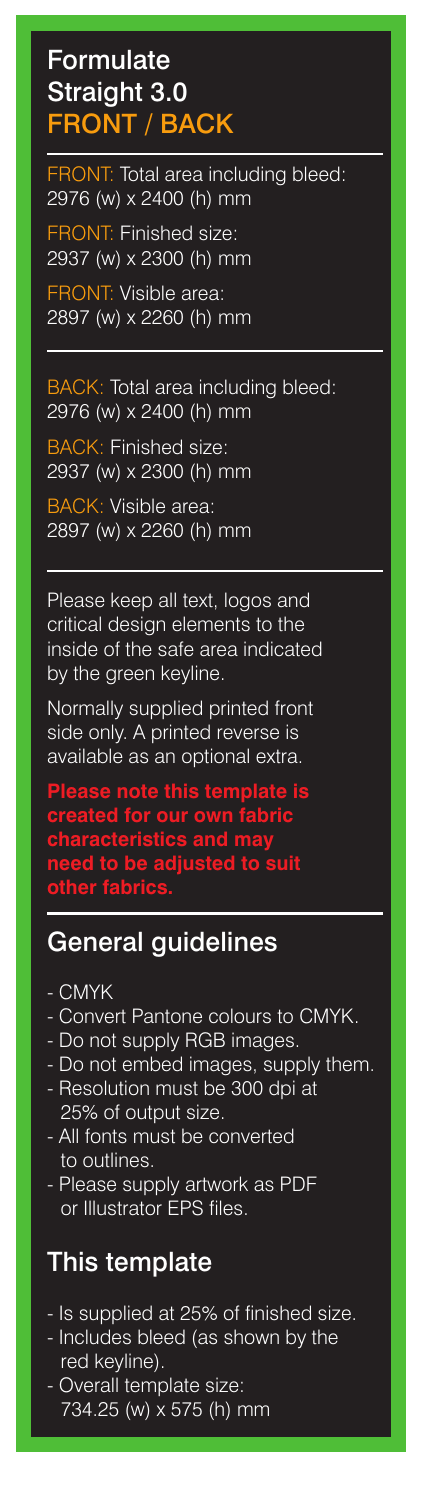# Formulate Straight 3.0
## FRONT / BACK

FRONT: Total area including bleed:
2976 (w) x 2400 (h) mm

FRONT: Finished size:
2937 (w) x 2300 (h) mm

FRONT: Visible area:
2897 (w) x 2260 (h) mm

BACK: Total area including bleed:
2976 (w) x 2400 (h) mm

BACK: Finished size:
2937 (w) x 2300 (h) mm

BACK: Visible area:
2897 (w) x 2260 (h) mm

Please keep all text, logos and critical design elements to the inside of the safe area indicated by the green keyline.

Normally supplied printed front side only. A printed reverse is available as an optional extra.

**Please note this template is created for our own fabric characteristics and may need to be adjusted to suit other fabrics.**

## General guidelines

- CMYK
- Convert Pantone colours to CMYK.
- Do not supply RGB images.
- Do not embed images, supply them.
- Resolution must be 300 dpi at 25% of output size.
- All fonts must be converted to outlines.
- Please supply artwork as PDF or Illustrator EPS files.

## This template

- Is supplied at 25% of finished size.
- Includes bleed (as shown by the red keyline).
- Overall template size: 734.25 (w) x 575 (h) mm